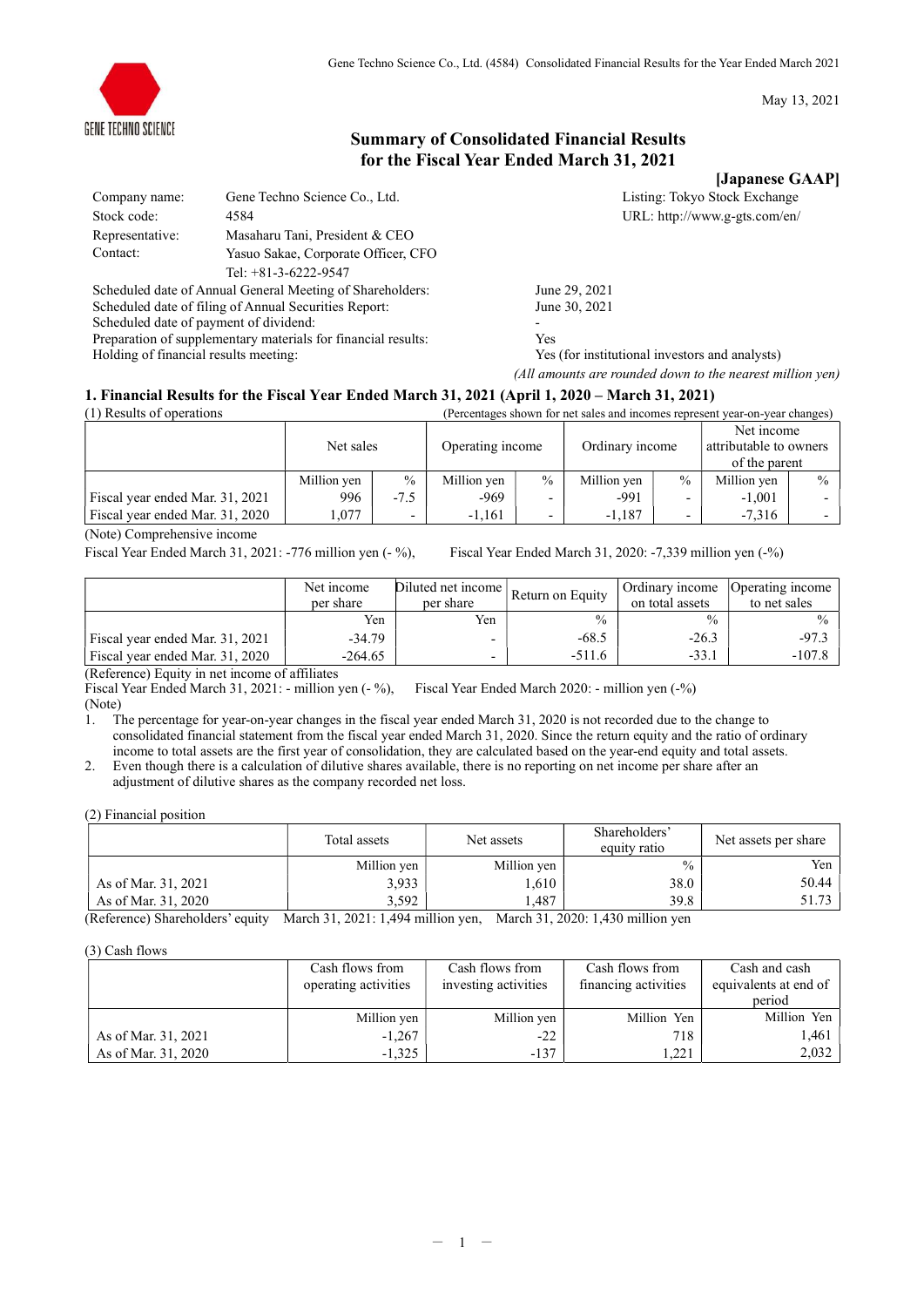May 13, 2021

# Summary of Consolidated Financial Results for the Fiscal Year Ended March 31, 2021

**[Japanese GAAP]**

| | | | |
|---|---|---|---|
| Company name: | Gene Techno Science Co., Ltd. | Listing: Tokyo Stock Exchange | |
| Stock code: | 4584 | URL: http://www.g-gts.com/en/ | |
| Representative: | Masaharu Tani, President & CEO | | |
| Contact: | Yasuo Sakae, Corporate Officer, CFO | | |
| | Tel: +81-3-6222-9547 | | |

Scheduled date of Annual General Meeting of Shareholders: June 29, 2021
Scheduled date of filing of Annual Securities Report: June 30, 2021
Scheduled date of payment of dividend: -
Preparation of supplementary materials for financial results: Yes
Holding of financial results meeting: Yes (for institutional investors and analysts)

*(All amounts are rounded down to the nearest million yen)*

## 1. Financial Results for the Fiscal Year Ended March 31, 2021 (April 1, 2020 – March 31, 2021)

(1) Results of operations (Percentages shown for net sales and incomes represent year-on-year changes)

| | Net sales | | Operating income | | Ordinary income | | Net income attributable to owners of the parent | |
|---|---|---|---|---|---|---|---|---|
| | Million yen | % | Million yen | % | Million yen | % | Million yen | % |
| Fiscal year ended Mar. 31, 2021 | 996 | -7.5 | -969 | - | -991 | - | -1,001 | - |
| Fiscal year ended Mar. 31, 2020 | 1,077 | - | -1,161 | - | -1,187 | - | -7,316 | - |

(Note) Comprehensive income
Fiscal Year Ended March 31, 2021: -776 million yen (- %), Fiscal Year Ended March 31, 2020: -7,339 million yen (-%)

| | Net income per share | Diluted net income per share | Return on Equity | Ordinary income on total assets | Operating income to net sales |
|---|---|---|---|---|---|
| | Yen | Yen | % | % | % |
| Fiscal year ended Mar. 31, 2021 | -34.79 | - | -68.5 | -26.3 | -97.3 |
| Fiscal year ended Mar. 31, 2020 | -264.65 | - | -511.6 | -33.1 | -107.8 |

(Reference) Equity in net income of affiliates
Fiscal Year Ended March 31, 2021: - million yen (- %), Fiscal Year Ended March 2020: - million yen (-%)

(Note)

1. The percentage for year-on-year changes in the fiscal year ended March 31, 2020 is not recorded due to the change to consolidated financial statement from the fiscal year ended March 31, 2020. Since the return equity and the ratio of ordinary income to total assets are the first year of consolidation, they are calculated based on the year-end equity and total assets.
2. Even though there is a calculation of dilutive shares available, there is no reporting on net income per share after an adjustment of dilutive shares as the company recorded net loss.

(2) Financial position

| | Total assets | Net assets | Shareholders' equity ratio | Net assets per share |
|---|---|---|---|---|
| | Million yen | Million yen | % | Yen |
| As of Mar. 31, 2021 | 3,933 | 1,610 | 38.0 | 50.44 |
| As of Mar. 31, 2020 | 3,592 | 1,487 | 39.8 | 51.73 |

(Reference) Shareholders' equity March 31, 2021: 1,494 million yen, March 31, 2020: 1,430 million yen

(3) Cash flows

| | Cash flows from operating activities | Cash flows from investing activities | Cash flows from financing activities | Cash and cash equivalents at end of period |
|---|---|---|---|---|
| | Million yen | Million yen | Million Yen | Million Yen |
| As of Mar. 31, 2021 | -1,267 | -22 | 718 | 1,461 |
| As of Mar. 31, 2020 | -1,325 | -137 | 1,221 | 2,032 |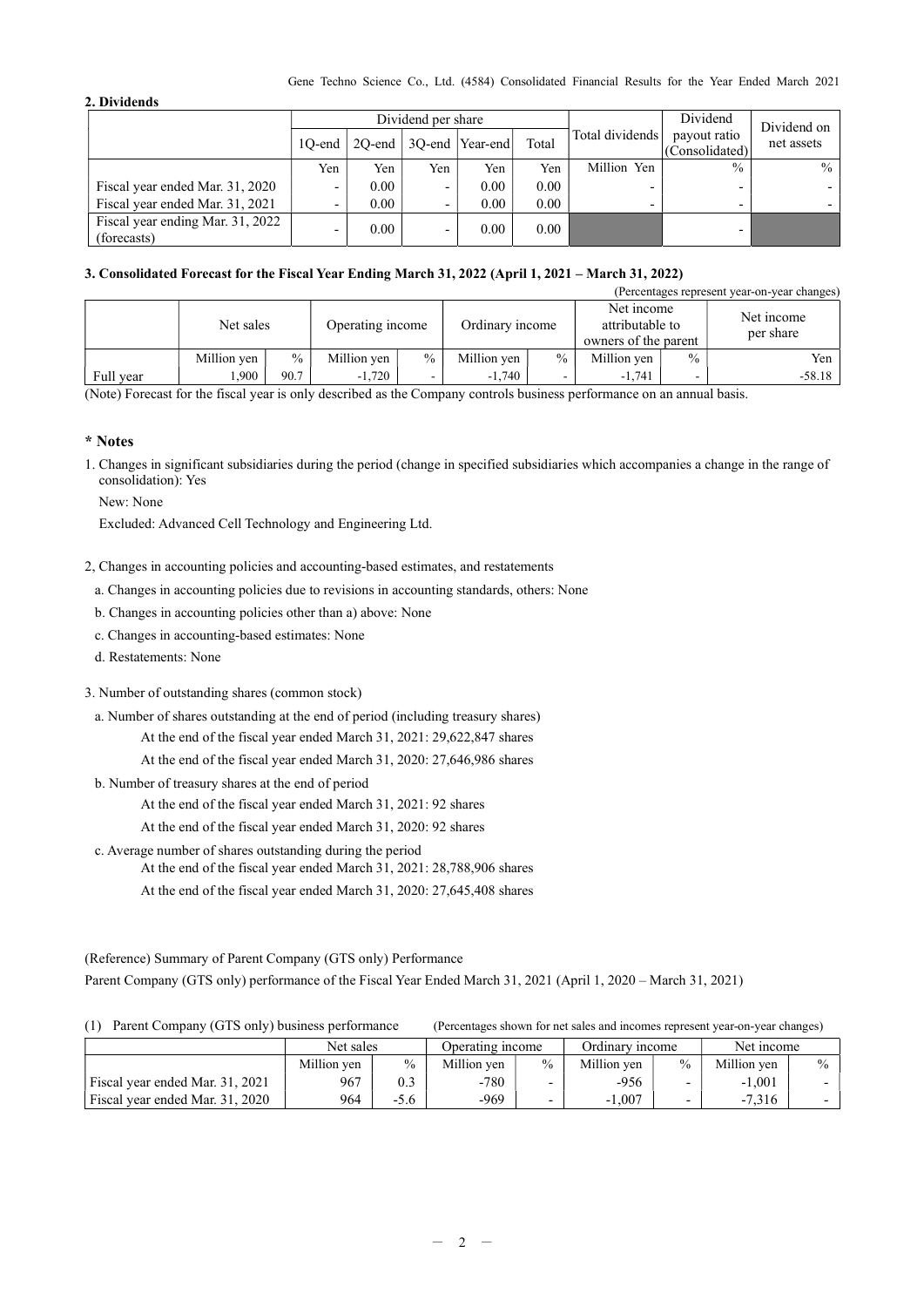## 2. Dividends

| | Dividend per share | | | | | Total dividends | Dividend payout ratio (Consolidated) | Dividend on net assets |
|---|---|---|---|---|---|---|---|---|
| | 1Q-end | 2Q-end | 3Q-end | Year-end | Total | | | |
| | Yen | Yen | Yen | Yen | Yen | Million Yen | % | % |
| Fiscal year ended Mar. 31, 2020 | - | 0.00 | - | 0.00 | 0.00 | - | - | - |
| Fiscal year ended Mar. 31, 2021 | - | 0.00 | - | 0.00 | 0.00 | - | - | - |
| Fiscal year ending Mar. 31, 2022 (forecasts) | - | 0.00 | - | 0.00 | 0.00 | | - | |

## 3. Consolidated Forecast for the Fiscal Year Ending March 31, 2022 (April 1, 2021 – March 31, 2022)

(Percentages represent year-on-year changes)

| | Net sales | | Operating income | | Ordinary income | | Net income attributable to owners of the parent | | Net income per share |
|---|---|---|---|---|---|---|---|---|---|
| | Million yen | % | Million yen | % | Million yen | % | Million yen | % | Yen |
| Full year | 1,900 | 90.7 | -1,720 | - | -1,740 | - | -1,741 | - | -58.18 |

(Note) Forecast for the fiscal year is only described as the Company controls business performance on an annual basis.

## * Notes

1. Changes in significant subsidiaries during the period (change in specified subsidiaries which accompanies a change in the range of consolidation): Yes

   New: None

   Excluded: Advanced Cell Technology and Engineering Ltd.

2, Changes in accounting policies and accounting-based estimates, and restatements

   a. Changes in accounting policies due to revisions in accounting standards, others: None

   b. Changes in accounting policies other than a) above: None

   c. Changes in accounting-based estimates: None

   d. Restatements: None

3. Number of outstanding shares (common stock)

   a. Number of shares outstanding at the end of period (including treasury shares)

      At the end of the fiscal year ended March 31, 2021: 29,622,847 shares

      At the end of the fiscal year ended March 31, 2020: 27,646,986 shares

   b. Number of treasury shares at the end of period

      At the end of the fiscal year ended March 31, 2021: 92 shares

      At the end of the fiscal year ended March 31, 2020: 92 shares

   c. Average number of shares outstanding during the period

      At the end of the fiscal year ended March 31, 2021: 28,788,906 shares

      At the end of the fiscal year ended March 31, 2020: 27,645,408 shares

(Reference) Summary of Parent Company (GTS only) Performance

Parent Company (GTS only) performance of the Fiscal Year Ended March 31, 2021 (April 1, 2020 – March 31, 2021)

(1) Parent Company (GTS only) business performance (Percentages shown for net sales and incomes represent year-on-year changes)

| | Net sales | | Operating income | | Ordinary income | | Net income | |
|---|---|---|---|---|---|---|---|---|
| | Million yen | % | Million yen | % | Million yen | % | Million yen | % |
| Fiscal year ended Mar. 31, 2021 | 967 | 0.3 | -780 | - | -956 | - | -1,001 | - |
| Fiscal year ended Mar. 31, 2020 | 964 | -5.6 | -969 | - | -1,007 | - | -7,316 | - |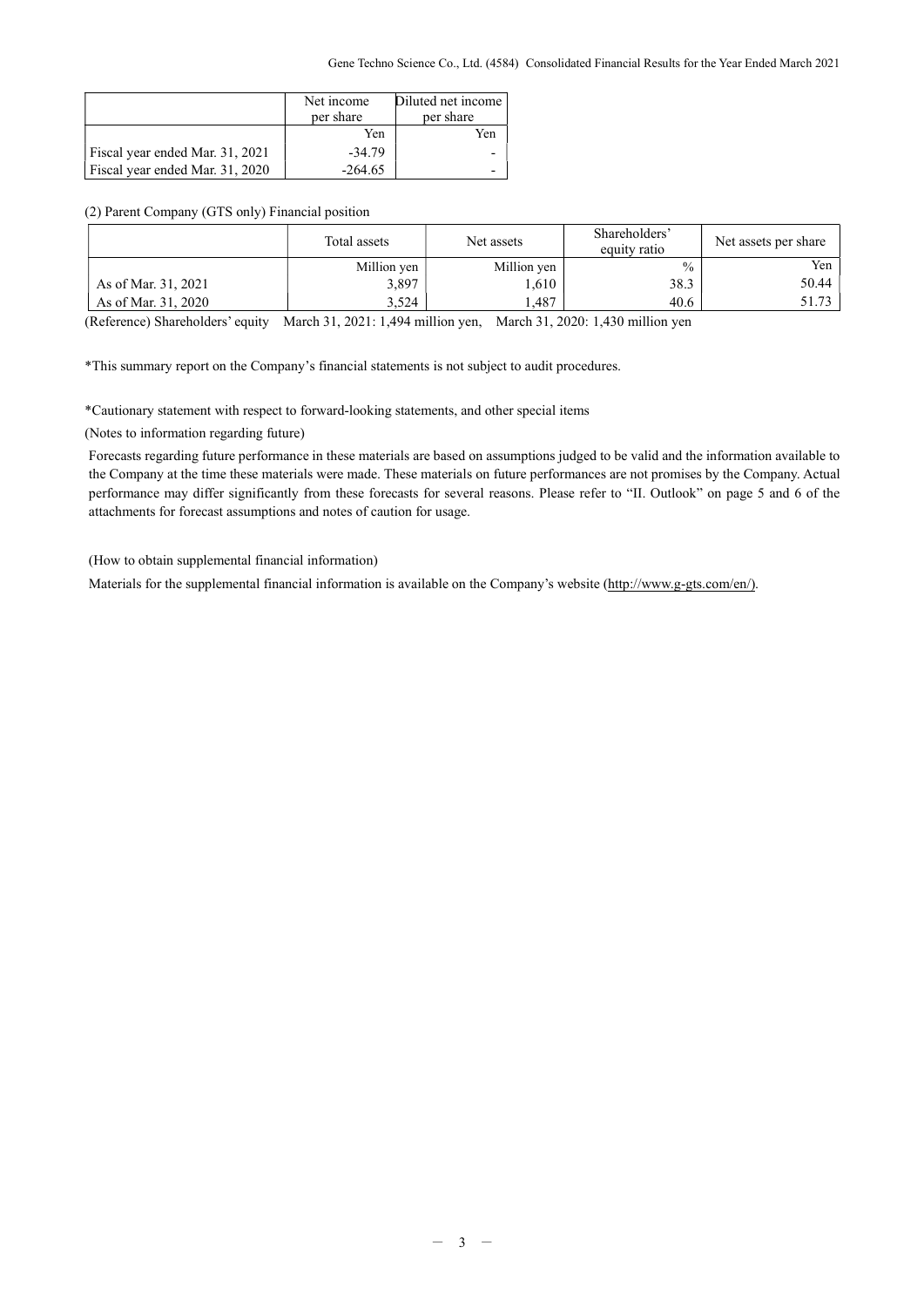| | Net income per share | Diluted net income per share |
|---|---|---|
| | Yen | Yen |
| Fiscal year ended Mar. 31, 2021 | -34.79 | - |
| Fiscal year ended Mar. 31, 2020 | -264.65 | - |

(2) Parent Company (GTS only) Financial position

| | Total assets | Net assets | Shareholders' equity ratio | Net assets per share |
|---|---|---|---|---|
| | Million yen | Million yen | % | Yen |
| As of Mar. 31, 2021 | 3,897 | 1,610 | 38.3 | 50.44 |
| As of Mar. 31, 2020 | 3,524 | 1,487 | 40.6 | 51.73 |

(Reference) Shareholders' equity March 31, 2021: 1,494 million yen, March 31, 2020: 1,430 million yen

*This summary report on the Company's financial statements is not subject to audit procedures.

*Cautionary statement with respect to forward-looking statements, and other special items

(Notes to information regarding future)

Forecasts regarding future performance in these materials are based on assumptions judged to be valid and the information available to the Company at the time these materials were made. These materials on future performances are not promises by the Company. Actual performance may differ significantly from these forecasts for several reasons. Please refer to "II. Outlook" on page 5 and 6 of the attachments for forecast assumptions and notes of caution for usage.

(How to obtain supplemental financial information)

Materials for the supplemental financial information is available on the Company's website (http://www.g-gts.com/en/).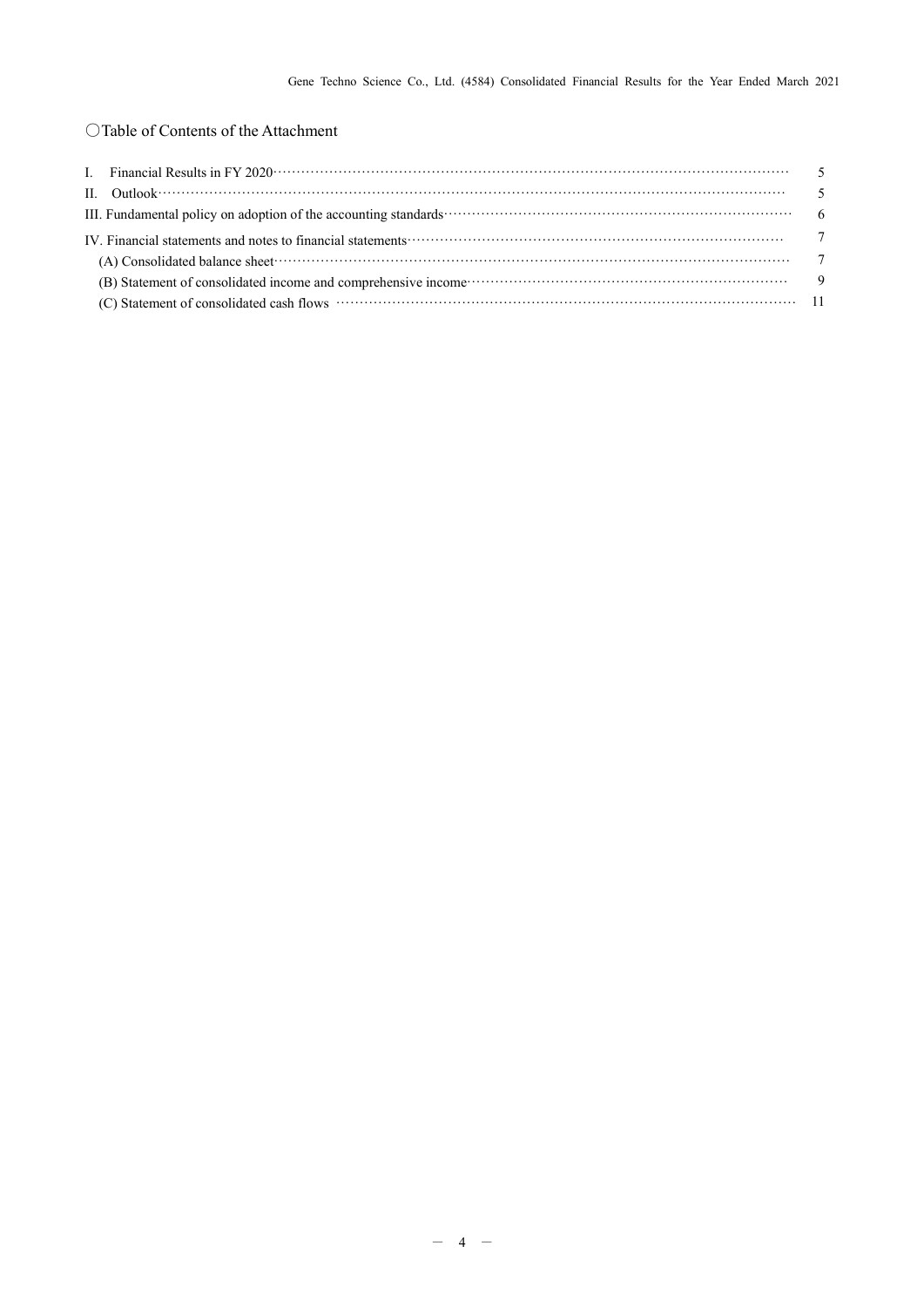## ○Table of Contents of the Attachment

| | |
|---|---|
| I. Financial Results in FY 2020 | 5 |
| II. Outlook | 5 |
| III. Fundamental policy on adoption of the accounting standards | 6 |
| IV. Financial statements and notes to financial statements | 7 |
| (A) Consolidated balance sheet | 7 |
| (B) Statement of consolidated income and comprehensive income | 9 |
| (C) Statement of consolidated cash flows | 11 |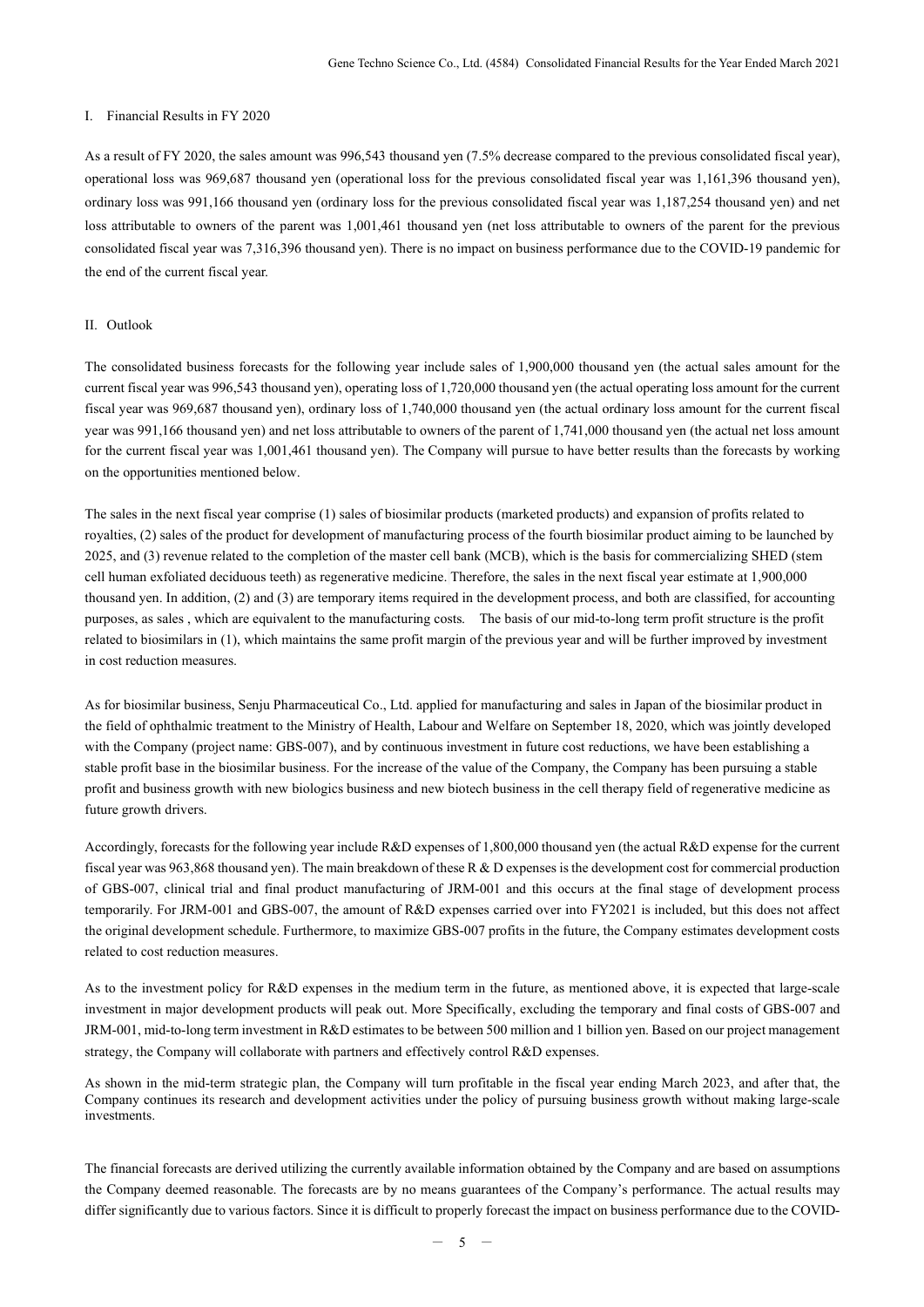## I. Financial Results in FY 2020

As a result of FY 2020, the sales amount was 996,543 thousand yen (7.5% decrease compared to the previous consolidated fiscal year), operational loss was 969,687 thousand yen (operational loss for the previous consolidated fiscal year was 1,161,396 thousand yen), ordinary loss was 991,166 thousand yen (ordinary loss for the previous consolidated fiscal year was 1,187,254 thousand yen) and net loss attributable to owners of the parent was 1,001,461 thousand yen (net loss attributable to owners of the parent for the previous consolidated fiscal year was 7,316,396 thousand yen). There is no impact on business performance due to the COVID-19 pandemic for the end of the current fiscal year.

## II. Outlook

The consolidated business forecasts for the following year include sales of 1,900,000 thousand yen (the actual sales amount for the current fiscal year was 996,543 thousand yen), operating loss of 1,720,000 thousand yen (the actual operating loss amount for the current fiscal year was 969,687 thousand yen), ordinary loss of 1,740,000 thousand yen (the actual ordinary loss amount for the current fiscal year was 991,166 thousand yen) and net loss attributable to owners of the parent of 1,741,000 thousand yen (the actual net loss amount for the current fiscal year was 1,001,461 thousand yen). The Company will pursue to have better results than the forecasts by working on the opportunities mentioned below.

The sales in the next fiscal year comprise (1) sales of biosimilar products (marketed products) and expansion of profits related to royalties, (2) sales of the product for development of manufacturing process of the fourth biosimilar product aiming to be launched by 2025, and (3) revenue related to the completion of the master cell bank (MCB), which is the basis for commercializing SHED (stem cell human exfoliated deciduous teeth) as regenerative medicine. Therefore, the sales in the next fiscal year estimate at 1,900,000 thousand yen. In addition, (2) and (3) are temporary items required in the development process, and both are classified, for accounting purposes, as sales , which are equivalent to the manufacturing costs. The basis of our mid-to-long term profit structure is the profit related to biosimilars in (1), which maintains the same profit margin of the previous year and will be further improved by investment in cost reduction measures.

As for biosimilar business, Senju Pharmaceutical Co., Ltd. applied for manufacturing and sales in Japan of the biosimilar product in the field of ophthalmic treatment to the Ministry of Health, Labour and Welfare on September 18, 2020, which was jointly developed with the Company (project name: GBS-007), and by continuous investment in future cost reductions, we have been establishing a stable profit base in the biosimilar business. For the increase of the value of the Company, the Company has been pursuing a stable profit and business growth with new biologics business and new biotech business in the cell therapy field of regenerative medicine as future growth drivers.

Accordingly, forecasts for the following year include R&D expenses of 1,800,000 thousand yen (the actual R&D expense for the current fiscal year was 963,868 thousand yen). The main breakdown of these R & D expenses is the development cost for commercial production of GBS-007, clinical trial and final product manufacturing of JRM-001 and this occurs at the final stage of development process temporarily. For JRM-001 and GBS-007, the amount of R&D expenses carried over into FY2021 is included, but this does not affect the original development schedule. Furthermore, to maximize GBS-007 profits in the future, the Company estimates development costs related to cost reduction measures.

As to the investment policy for R&D expenses in the medium term in the future, as mentioned above, it is expected that large-scale investment in major development products will peak out. More Specifically, excluding the temporary and final costs of GBS-007 and JRM-001, mid-to-long term investment in R&D estimates to be between 500 million and 1 billion yen. Based on our project management strategy, the Company will collaborate with partners and effectively control R&D expenses.

As shown in the mid-term strategic plan, the Company will turn profitable in the fiscal year ending March 2023, and after that, the Company continues its research and development activities under the policy of pursuing business growth without making large-scale investments.

The financial forecasts are derived utilizing the currently available information obtained by the Company and are based on assumptions the Company deemed reasonable. The forecasts are by no means guarantees of the Company's performance. The actual results may differ significantly due to various factors. Since it is difficult to properly forecast the impact on business performance due to the COVID-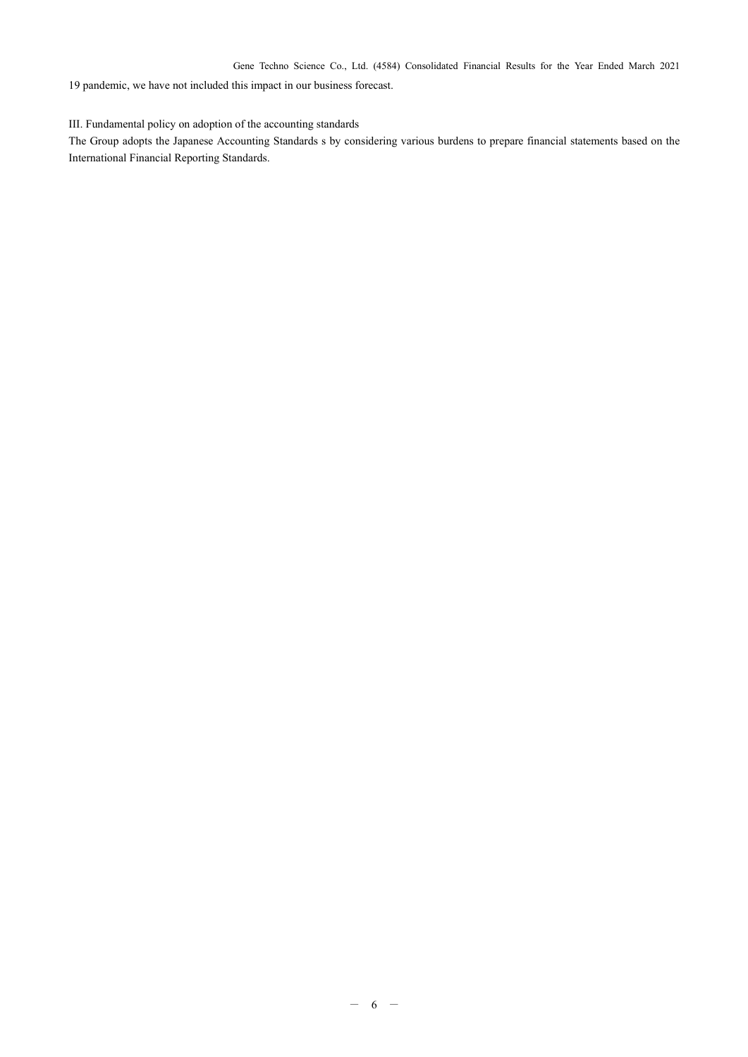19 pandemic, we have not included this impact in our business forecast.

## III. Fundamental policy on adoption of the accounting standards

The Group adopts the Japanese Accounting Standards s by considering various burdens to prepare financial statements based on the International Financial Reporting Standards.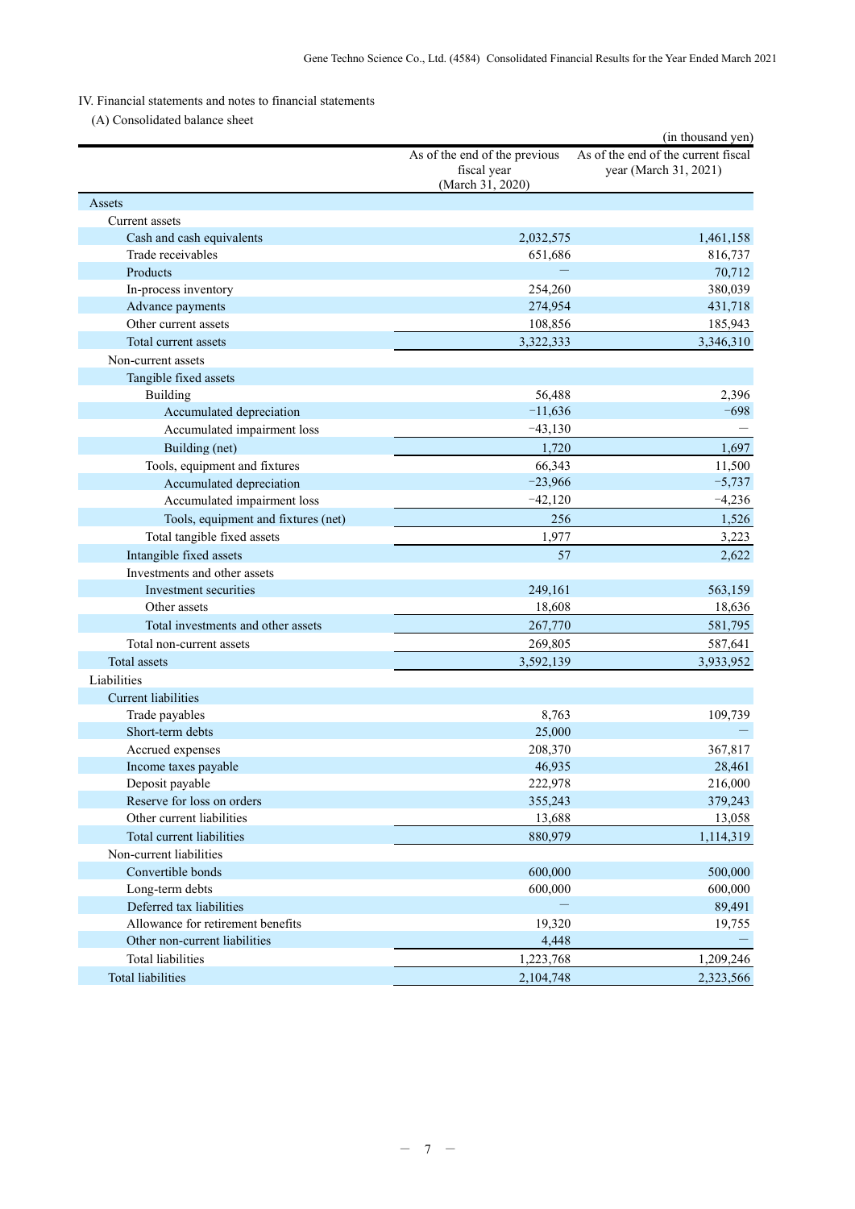IV. Financial statements and notes to financial statements

(A) Consolidated balance sheet

(in thousand yen)

| | As of the end of the previous fiscal year (March 31, 2020) | As of the end of the current fiscal year (March 31, 2021) |
|---|---|---|
| Assets | | |
| Current assets | | |
| Cash and cash equivalents | 2,032,575 | 1,461,158 |
| Trade receivables | 651,686 | 816,737 |
| Products | — | 70,712 |
| In-process inventory | 254,260 | 380,039 |
| Advance payments | 274,954 | 431,718 |
| Other current assets | 108,856 | 185,943 |
| Total current assets | 3,322,333 | 3,346,310 |
| Non-current assets | | |
| Tangible fixed assets | | |
| Building | 56,488 | 2,396 |
| Accumulated depreciation | −11,636 | −698 |
| Accumulated impairment loss | −43,130 | — |
| Building (net) | 1,720 | 1,697 |
| Tools, equipment and fixtures | 66,343 | 11,500 |
| Accumulated depreciation | −23,966 | −5,737 |
| Accumulated impairment loss | −42,120 | −4,236 |
| Tools, equipment and fixtures (net) | 256 | 1,526 |
| Total tangible fixed assets | 1,977 | 3,223 |
| Intangible fixed assets | 57 | 2,622 |
| Investments and other assets | | |
| Investment securities | 249,161 | 563,159 |
| Other assets | 18,608 | 18,636 |
| Total investments and other assets | 267,770 | 581,795 |
| Total non-current assets | 269,805 | 587,641 |
| Total assets | 3,592,139 | 3,933,952 |
| Liabilities | | |
| Current liabilities | | |
| Trade payables | 8,763 | 109,739 |
| Short-term debts | 25,000 | — |
| Accrued expenses | 208,370 | 367,817 |
| Income taxes payable | 46,935 | 28,461 |
| Deposit payable | 222,978 | 216,000 |
| Reserve for loss on orders | 355,243 | 379,243 |
| Other current liabilities | 13,688 | 13,058 |
| Total current liabilities | 880,979 | 1,114,319 |
| Non-current liabilities | | |
| Convertible bonds | 600,000 | 500,000 |
| Long-term debts | 600,000 | 600,000 |
| Deferred tax liabilities | — | 89,491 |
| Allowance for retirement benefits | 19,320 | 19,755 |
| Other non-current liabilities | 4,448 | — |
| Total liabilities | 1,223,768 | 1,209,246 |
| Total liabilities | 2,104,748 | 2,323,566 |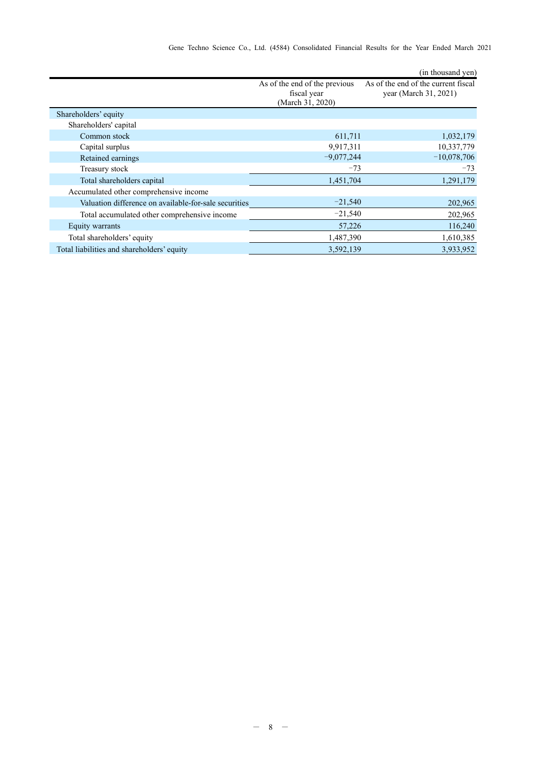(in thousand yen)

| | As of the end of the previous fiscal year (March 31, 2020) | As of the end of the current fiscal year (March 31, 2021) |
|---|---|---|
| Shareholders' equity | | |
| Shareholders' capital | | |
| Common stock | 611,711 | 1,032,179 |
| Capital surplus | 9,917,311 | 10,337,779 |
| Retained earnings | −9,077,244 | −10,078,706 |
| Treasury stock | −73 | −73 |
| Total shareholders capital | 1,451,704 | 1,291,179 |
| Accumulated other comprehensive income | | |
| Valuation difference on available-for-sale securities | −21,540 | 202,965 |
| Total accumulated other comprehensive income | −21,540 | 202,965 |
| Equity warrants | 57,226 | 116,240 |
| Total shareholders' equity | 1,487,390 | 1,610,385 |
| Total liabilities and shareholders' equity | 3,592,139 | 3,933,952 |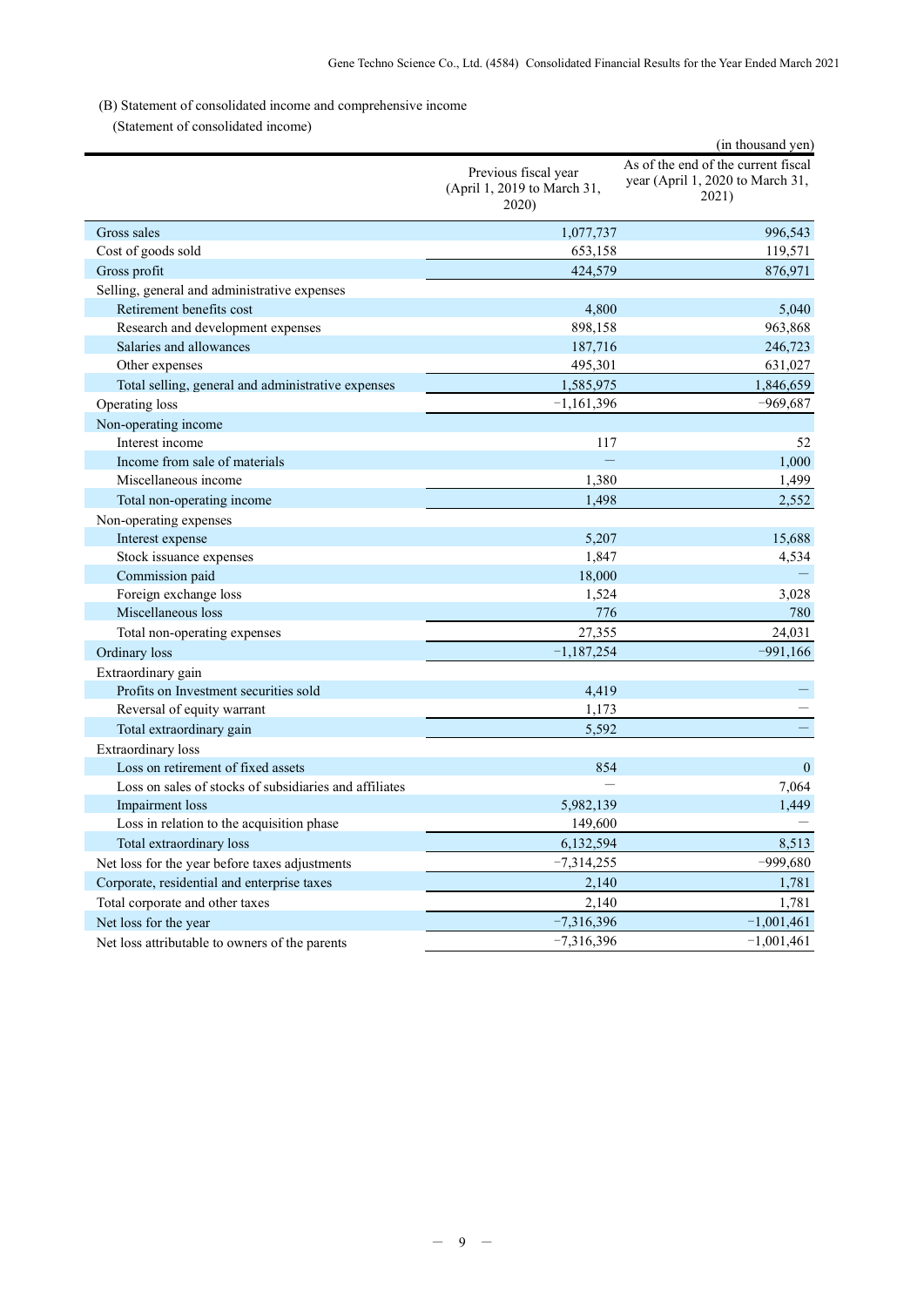(B) Statement of consolidated income and comprehensive income

(Statement of consolidated income)

(in thousand yen)

| | Previous fiscal year (April 1, 2019 to March 31, 2020) | As of the end of the current fiscal year (April 1, 2020 to March 31, 2021) |
|---|---|---|
| Gross sales | 1,077,737 | 996,543 |
| Cost of goods sold | 653,158 | 119,571 |
| Gross profit | 424,579 | 876,971 |
| Selling, general and administrative expenses | | |
| Retirement benefits cost | 4,800 | 5,040 |
| Research and development expenses | 898,158 | 963,868 |
| Salaries and allowances | 187,716 | 246,723 |
| Other expenses | 495,301 | 631,027 |
| Total selling, general and administrative expenses | 1,585,975 | 1,846,659 |
| Operating loss | −1,161,396 | −969,687 |
| Non-operating income | | |
| Interest income | 117 | 52 |
| Income from sale of materials | — | 1,000 |
| Miscellaneous income | 1,380 | 1,499 |
| Total non-operating income | 1,498 | 2,552 |
| Non-operating expenses | | |
| Interest expense | 5,207 | 15,688 |
| Stock issuance expenses | 1,847 | 4,534 |
| Commission paid | 18,000 | — |
| Foreign exchange loss | 1,524 | 3,028 |
| Miscellaneous loss | 776 | 780 |
| Total non-operating expenses | 27,355 | 24,031 |
| Ordinary loss | −1,187,254 | −991,166 |
| Extraordinary gain | | |
| Profits on Investment securities sold | 4,419 | — |
| Reversal of equity warrant | 1,173 | — |
| Total extraordinary gain | 5,592 | — |
| Extraordinary loss | | |
| Loss on retirement of fixed assets | 854 | 0 |
| Loss on sales of stocks of subsidiaries and affiliates | — | 7,064 |
| Impairment loss | 5,982,139 | 1,449 |
| Loss in relation to the acquisition phase | 149,600 | — |
| Total extraordinary loss | 6,132,594 | 8,513 |
| Net loss for the year before taxes adjustments | −7,314,255 | −999,680 |
| Corporate, residential and enterprise taxes | 2,140 | 1,781 |
| Total corporate and other taxes | 2,140 | 1,781 |
| Net loss for the year | −7,316,396 | −1,001,461 |
| Net loss attributable to owners of the parents | −7,316,396 | −1,001,461 |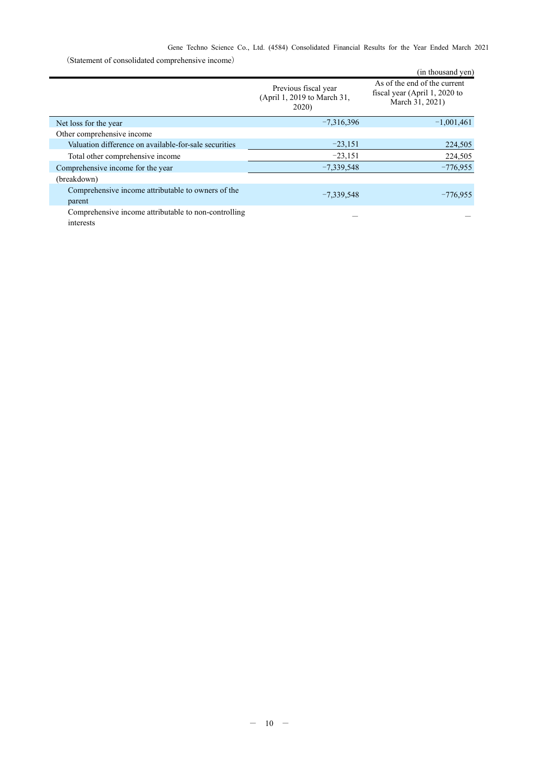(Statement of consolidated comprehensive income)

(in thousand yen)

| | Previous fiscal year (April 1, 2019 to March 31, 2020) | As of the end of the current fiscal year (April 1, 2020 to March 31, 2021) |
|---|---|---|
| Net loss for the year | −7,316,396 | −1,001,461 |
| Other comprehensive income | | |
| Valuation difference on available-for-sale securities | −23,151 | 224,505 |
| Total other comprehensive income | −23,151 | 224,505 |
| Comprehensive income for the year | −7,339,548 | −776,955 |
| (breakdown) | | |
| Comprehensive income attributable to owners of the parent | −7,339,548 | −776,955 |
| Comprehensive income attributable to non-controlling interests | — | — |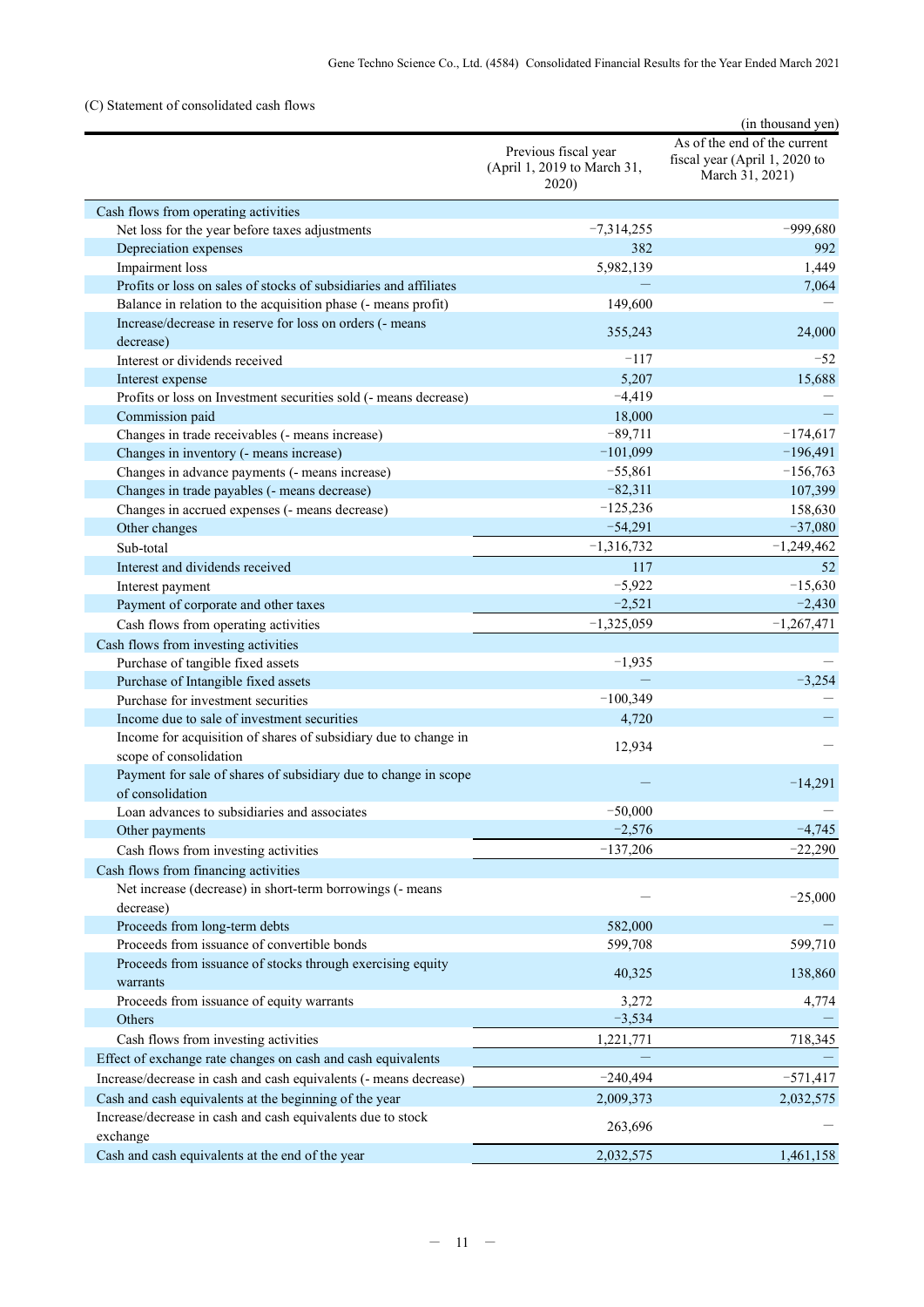(C) Statement of consolidated cash flows

(in thousand yen)

| | Previous fiscal year (April 1, 2019 to March 31, 2020) | As of the end of the current fiscal year (April 1, 2020 to March 31, 2021) |
|---|---|---|
| Cash flows from operating activities | | |
| Net loss for the year before taxes adjustments | −7,314,255 | −999,680 |
| Depreciation expenses | 382 | 992 |
| Impairment loss | 5,982,139 | 1,449 |
| Profits or loss on sales of stocks of subsidiaries and affiliates | — | 7,064 |
| Balance in relation to the acquisition phase (- means profit) | 149,600 | — |
| Increase/decrease in reserve for loss on orders (- means decrease) | 355,243 | 24,000 |
| Interest or dividends received | −117 | −52 |
| Interest expense | 5,207 | 15,688 |
| Profits or loss on Investment securities sold (- means decrease) | −4,419 | — |
| Commission paid | 18,000 | — |
| Changes in trade receivables (- means increase) | −89,711 | −174,617 |
| Changes in inventory (- means increase) | −101,099 | −196,491 |
| Changes in advance payments (- means increase) | −55,861 | −156,763 |
| Changes in trade payables (- means decrease) | −82,311 | 107,399 |
| Changes in accrued expenses (- means decrease) | −125,236 | 158,630 |
| Other changes | −54,291 | −37,080 |
| Sub-total | −1,316,732 | −1,249,462 |
| Interest and dividends received | 117 | 52 |
| Interest payment | −5,922 | −15,630 |
| Payment of corporate and other taxes | −2,521 | −2,430 |
| Cash flows from operating activities | −1,325,059 | −1,267,471 |
| Cash flows from investing activities | | |
| Purchase of tangible fixed assets | −1,935 | — |
| Purchase of Intangible fixed assets | — | −3,254 |
| Purchase for investment securities | −100,349 | — |
| Income due to sale of investment securities | 4,720 | — |
| Income for acquisition of shares of subsidiary due to change in scope of consolidation | 12,934 | — |
| Payment for sale of shares of subsidiary due to change in scope of consolidation | — | −14,291 |
| Loan advances to subsidiaries and associates | −50,000 | — |
| Other payments | −2,576 | −4,745 |
| Cash flows from investing activities | −137,206 | −22,290 |
| Cash flows from financing activities | | |
| Net increase (decrease) in short-term borrowings (- means decrease) | — | −25,000 |
| Proceeds from long-term debts | 582,000 | — |
| Proceeds from issuance of convertible bonds | 599,708 | 599,710 |
| Proceeds from issuance of stocks through exercising equity warrants | 40,325 | 138,860 |
| Proceeds from issuance of equity warrants | 3,272 | 4,774 |
| Others | −3,534 | — |
| Cash flows from investing activities | 1,221,771 | 718,345 |
| Effect of exchange rate changes on cash and cash equivalents | — | — |
| Increase/decrease in cash and cash equivalents (- means decrease) | −240,494 | −571,417 |
| Cash and cash equivalents at the beginning of the year | 2,009,373 | 2,032,575 |
| Increase/decrease in cash and cash equivalents due to stock exchange | 263,696 | — |
| Cash and cash equivalents at the end of the year | 2,032,575 | 1,461,158 |